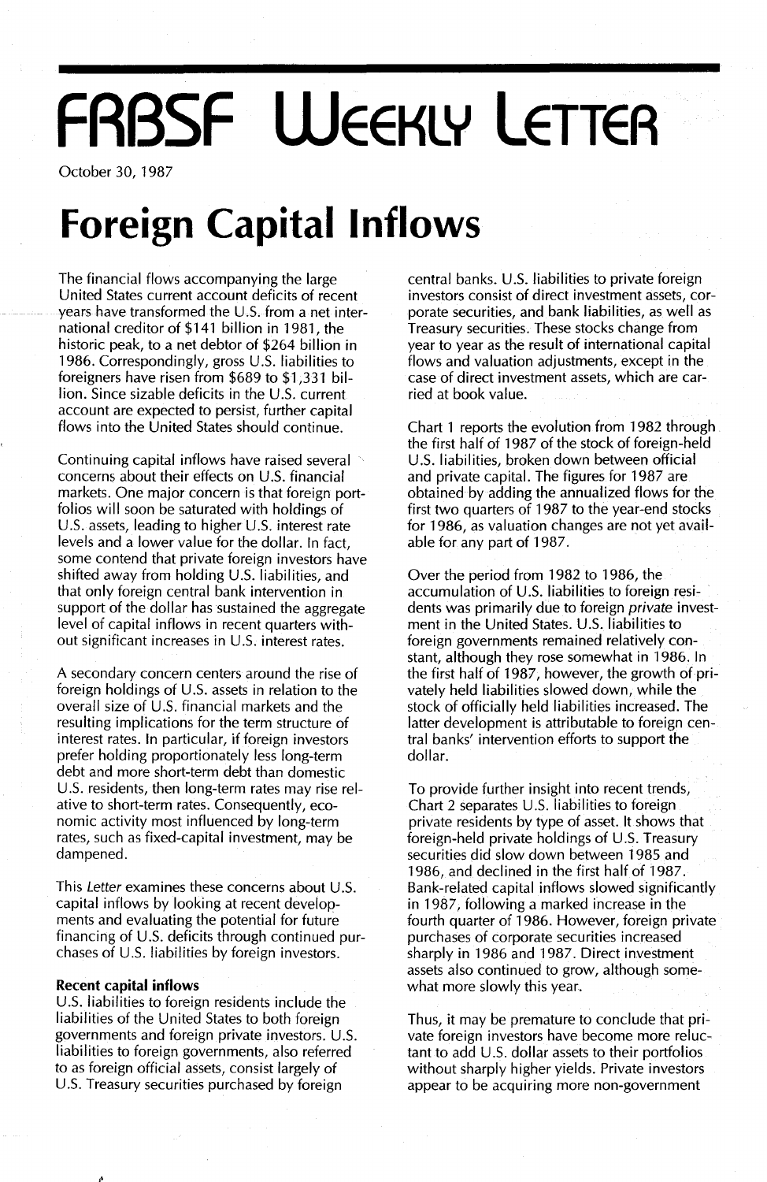# FRBSF Weekly Letter

October 30, 1987

# Foreign Capital Inflows

The financial flows accompanying the large United States current account deficits of recent years have transformed the U.S. from a net international creditor of $141 billion in 1981, the historic peak, to a net debtor of $264 billion in 1986. Correspondingly, gross U.S. liabilities to foreigners have risen from $689 to $1,331 billion. Since sizable deficits in the U.S. current account are expected to persist, further capital flows into the United States should continue.

Continuing capital inflows have raised several concerns about their effects on U.S. financial markets. One major concern is that foreign portfolios will soon be saturated with holdings of U.S. assets, leading to higher U.S. interest rate levels and a lower value for the dollar. In fact, some contend that private foreign investors have shifted away from holding U.S. liabilities, and that only foreign central bank intervention in support of the dollar has sustained the aggregate level of capital inflows in recent quarters without significant increases in U.S. interest rates.

A secondary concern centers around the rise of foreign holdings of U.S. assets in relation to the overall size of U.S. financial markets and the resulting implications for the term structure of interest rates. In particular, if foreign investors prefer holding proportionately less long-term debt and more short-term debt than domestic U.S. residents, then long-term rates may rise relative to short-term rates. Consequently, economic activity most influenced by long-term rates, such as fixed-capital investment, may be dampened.

This *Letter* examines these concerns about U.S. capital inflows by looking at recent developments and evaluating the potential for future financing of U.S. deficits through continued purchases of U.S. liabilities by foreign investors.

**Recent capital inflows**

U.S. liabilities to foreign residents include the liabilities of the United States to both foreign governments and foreign private investors. U.S. liabilities to foreign governments, also referred to as foreign official assets, consist largely of U.S. Treasury securities purchased by foreign central banks. U.S. liabilities to private foreign investors consist of direct investment assets, corporate securities, and bank liabilities, as well as Treasury securities. These stocks change from year to year as the result of international capital flows and valuation adjustments, except in the case of direct investment assets, which are carried at book value.

Chart 1 reports the evolution from 1982 through the first half of 1987 of the stock of foreign-held U.S. liabilities, broken down between official and private capital. The figures for 1987 are obtained by adding the annualized flows for the first two quarters of 1987 to the year-end stocks for 1986, as valuation changes are not yet available for any part of 1987.

Over the period from 1982 to 1986, the accumulation of U.S. liabilities to foreign residents was primarily due to foreign *private* investment in the United States. U.S. liabilities to foreign governments remained relatively constant, although they rose somewhat in 1986. In the first half of 1987, however, the growth of privately held liabilities slowed down, while the stock of officially held liabilities increased. The latter development is attributable to foreign central banks' intervention efforts to support the dollar.

To provide further insight into recent trends, Chart 2 separates U.S. liabilities to foreign private residents by type of asset. It shows that foreign-held private holdings of U.S. Treasury securities did slow down between 1985 and 1986, and declined in the first half of 1987. Bank-related capital inflows slowed significantly in 1987, following a marked increase in the fourth quarter of 1986. However, foreign private purchases of corporate securities increased sharply in 1986 and 1987. Direct investment assets also continued to grow, although somewhat more slowly this year.

Thus, it may be premature to conclude that private foreign investors have become more reluctant to add U.S. dollar assets to their portfolios without sharply higher yields. Private investors appear to be acquiring more non-government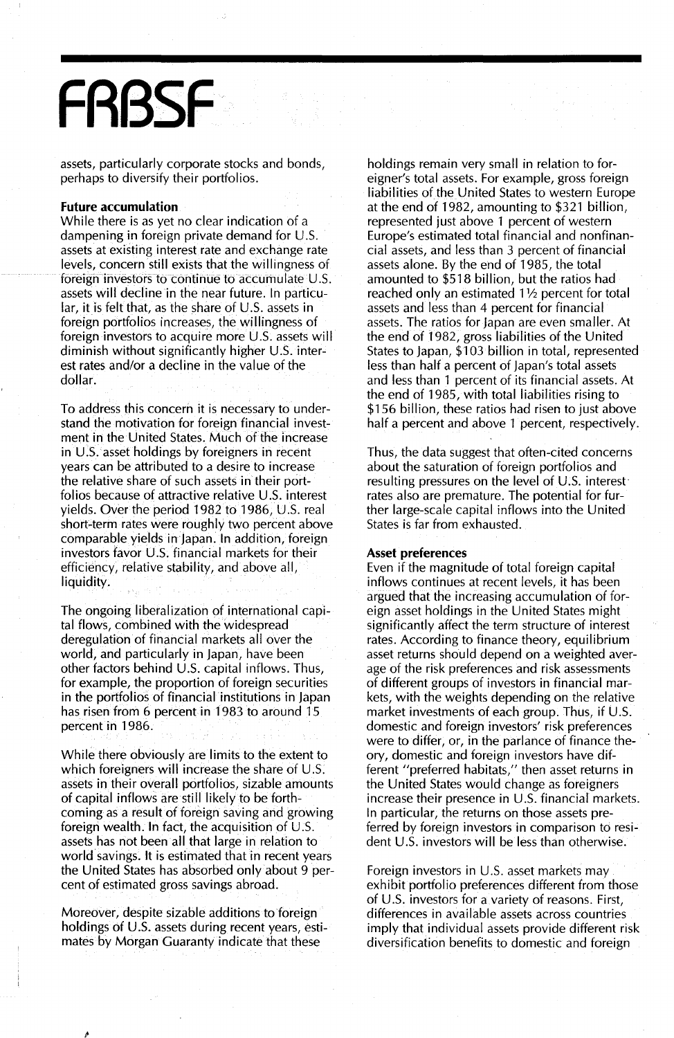assets, particularly corporate stocks and bonds, perhaps to diversify their portfolios.

### Future accumulation

While there is as yet no clear indication of a dampening in foreign private demand for U.S. assets at existing interest rate and exchange rate levels, concern still exists that the willingness of foreign investors to continue to accumulate U.S. assets will decline in the near future. In particular, it is felt that, as the share of U.S. assets in foreign portfolios increases, the willingness of foreign investors to acquire more U.S. assets will diminish without significantly higher U.S. interest rates and/or a decline in the value of the dollar.

To address this concern it is necessary to understand the motivation for foreign financial investment in the United States. Much of the increase in U.S. asset holdings by foreigners in recent years can be attributed to a desire to increase the relative share of such assets in their portfolios because of attractive relative U.S. interest yields. Over the period 1982 to 1986, U.S. real short-term rates were roughly two percent above comparable yields in Japan. In addition, foreign investors favor U.S. financial markets for their efficiency, relative stability, and above all, liquidity.

The ongoing liberalization of international capital flows, combined with the widespread deregulation of financial markets all over the world, and particularly in Japan, have been other factors behind U.S. capital inflows. Thus, for example, the proportion of foreign securities in the portfolios of financial institutions in Japan has risen from 6 percent in 1983 to around 15 percent in 1986.

While there obviously are limits to the extent to which foreigners will increase the share of U.S. assets in their overall portfolios, sizable amounts of capital inflows are still likely to be forthcoming as a result of foreign saving and growing foreign wealth. In fact, the acquisition of U.S. assets has not been all that large in relation to world savings. It is estimated that in recent years the United States has absorbed only about 9 percent of estimated gross savings abroad.

Moreover, despite sizable additions to foreign holdings of U.S. assets during recent years, estimates by Morgan Guaranty indicate that these holdings remain very small in relation to foreigner's total assets. For example, gross foreign liabilities of the United States to western Europe at the end of 1982, amounting to $321 billion, represented just above 1 percent of western Europe's estimated total financial and nonfinancial assets, and less than 3 percent of financial assets alone. By the end of 1985, the total amounted to $518 billion, but the ratios had reached only an estimated 1½ percent for total assets and less than 4 percent for financial assets. The ratios for Japan are even smaller. At the end of 1982, gross liabilities of the United States to Japan, $103 billion in total, represented less than half a percent of Japan's total assets and less than 1 percent of its financial assets. At the end of 1985, with total liabilities rising to $156 billion, these ratios had risen to just above half a percent and above 1 percent, respectively.

Thus, the data suggest that often-cited concerns about the saturation of foreign portfolios and resulting pressures on the level of U.S. interest rates also are premature. The potential for further large-scale capital inflows into the United States is far from exhausted.

### Asset preferences

Even if the magnitude of total foreign capital inflows continues at recent levels, it has been argued that the increasing accumulation of foreign asset holdings in the United States might significantly affect the term structure of interest rates. According to finance theory, equilibrium asset returns should depend on a weighted average of the risk preferences and risk assessments of different groups of investors in financial markets, with the weights depending on the relative market investments of each group. Thus, if U.S. domestic and foreign investors' risk preferences were to differ, or, in the parlance of finance theory, domestic and foreign investors have different "preferred habitats," then asset returns in the United States would change as foreigners increase their presence in U.S. financial markets. In particular, the returns on those assets preferred by foreign investors in comparison to resident U.S. investors will be less than otherwise.

Foreign investors in U.S. asset markets may exhibit portfolio preferences different from those of U.S. investors for a variety of reasons. First, differences in available assets across countries imply that individual assets provide different risk diversification benefits to domestic and foreign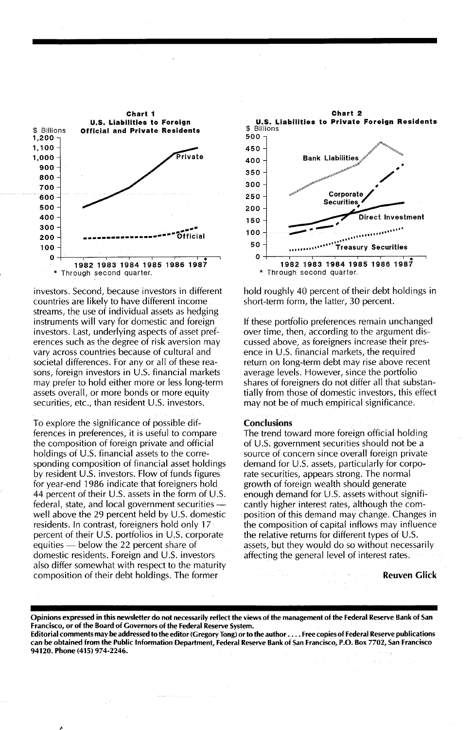**Chart 1**
**U.S. Liabilities to Foreign Official and Private Residents**

$ Billions

\* Through second quarter.

**Chart 2**
**U.S. Liabilities to Private Foreign Residents**

$ Billions

\* Through second quarter.

investors. Second, because investors in different countries are likely to have different income streams, the use of individual assets as hedging instruments will vary for domestic and foreign investors. Last, underlying aspects of asset preferences such as the degree of risk aversion may vary across countries because of cultural and societal differences. For any or all of these reasons, foreign investors in U.S. financial markets may prefer to hold either more or less long-term assets overall, or more bonds or more equity securities, etc., than resident U.S. investors.

To explore the significance of possible differences in preferences, it is useful to compare the composition of foreign private and official holdings of U.S. financial assets to the corresponding composition of financial asset holdings by resident U.S. investors. Flow of funds figures for year-end 1986 indicate that foreigners hold 44 percent of their U.S. assets in the form of U.S. federal, state, and local government securities — well above the 29 percent held by U.S. domestic residents. In contrast, foreigners hold only 17 percent of their U.S. portfolios in U.S. corporate equities — below the 22 percent share of domestic residents. Foreign and U.S. investors also differ somewhat with respect to the maturity composition of their debt holdings. The former hold roughly 40 percent of their debt holdings in short-term form, the latter, 30 percent.

If these portfolio preferences remain unchanged over time, then, according to the argument discussed above, as foreigners increase their presence in U.S. financial markets, the required return on long-term debt may rise above recent average levels. However, since the portfolio shares of foreigners do not differ all that substantially from those of domestic investors, this effect may not be of much empirical significance.

## Conclusions

The trend toward more foreign official holding of U.S. government securities should not be a source of concern since overall foreign private demand for U.S. assets, particularly for corporate securities, appears strong. The normal growth of foreign wealth should generate enough demand for U.S. assets without significantly higher interest rates, although the composition of this demand may change. Changes in the composition of capital inflows may influence the relative returns for different types of U.S. assets, but they would do so without necessarily affecting the general level of interest rates.

**Reuven Glick**

**Opinions expressed in this newsletter do not necessarily reflect the views of the management of the Federal Reserve Bank of San Francisco, or of the Board of Governors of the Federal Reserve System.**

**Editorial comments may be addressed to the editor (Gregory Tong) or to the author . . . . Free copies of Federal Reserve publications can be obtained from the Public Information Department, Federal Reserve Bank of San Francisco, P.O. Box 7702, San Francisco 94120. Phone (415) 974-2246.**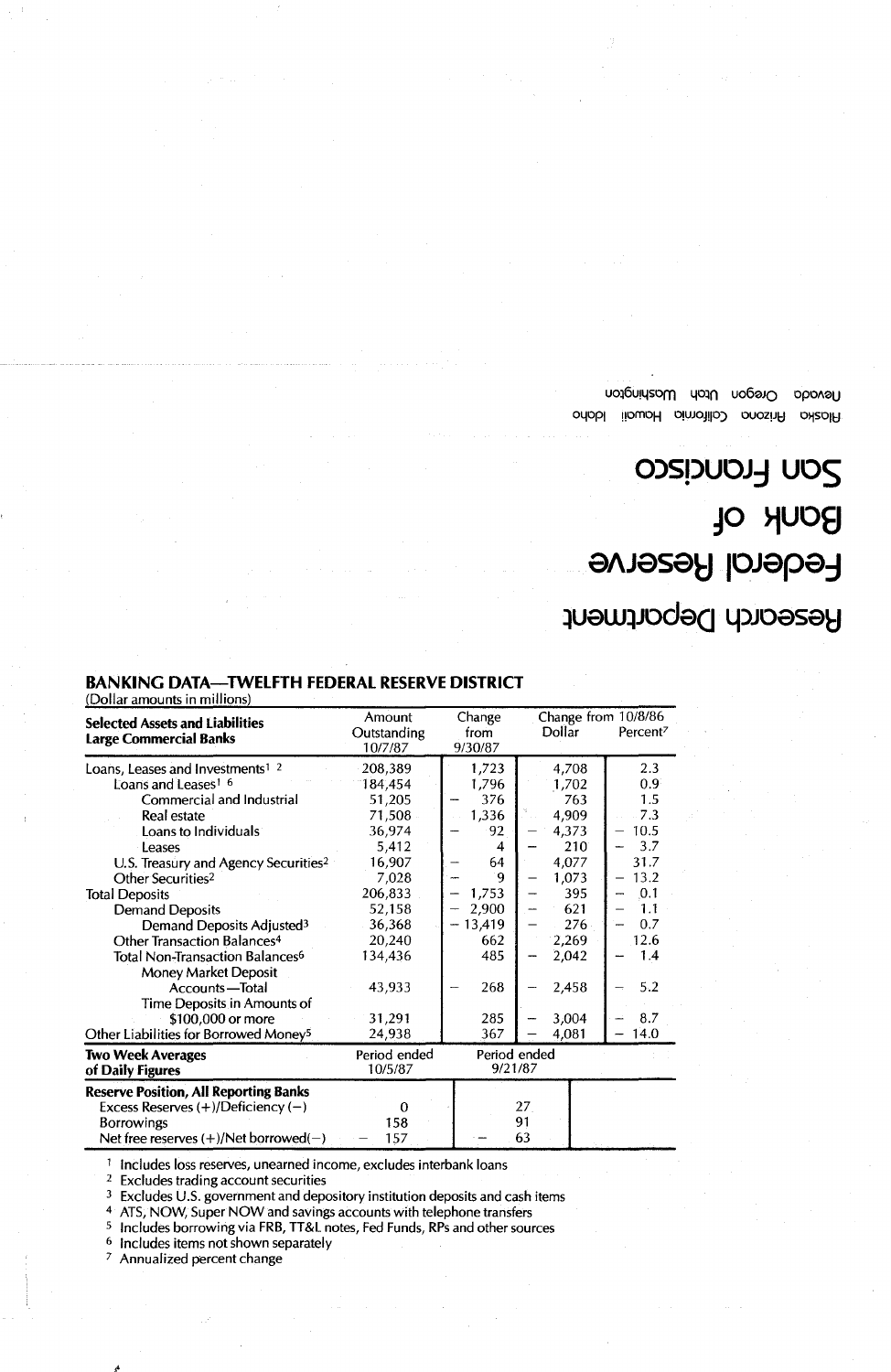Research Department

Federal Reserve

Bank of

San Francisco

Alaska Arizona California Hawaii Idaho

Nevada Oregon Utah Washington

## BANKING DATA—TWELFTH FEDERAL RESERVE DISTRICT

(Dollar amounts in millions)

| Selected Assets and Liabilities Large Commercial Banks | Amount Outstanding 10/7/87 | Change from 9/30/87 | Change from 10/8/86 Dollar | Percent[7] |
|---|---|---|---|---|
| Loans, Leases and Investments[1] [2] | 208,389 | 1,723 | 4,708 | 2.3 |
| Loans and Leases[1] [6] | 184,454 | 1,796 | 1,702 | 0.9 |
| Commercial and Industrial | 51,205 | − 376 | 763 | 1.5 |
| Real estate | 71,508 | 1,336 | 4,909 | 7.3 |
| Loans to Individuals | 36,974 | − 92 | − 4,373 | − 10.5 |
| Leases | 5,412 | 4 | − 210 | − 3.7 |
| U.S. Treasury and Agency Securities[2] | 16,907 | − 64 | 4,077 | 31.7 |
| Other Securities[2] | 7,028 | − 9 | − 1,073 | − 13.2 |
| Total Deposits | 206,833 | − 1,753 | − 395 | − 0.1 |
| Demand Deposits | 52,158 | − 2,900 | − 621 | − 1.1 |
| Demand Deposits Adjusted[3] | 36,368 | − 13,419 | − 276 | − 0.7 |
| Other Transaction Balances[4] | 20,240 | 662 | 2,269 | 12.6 |
| Total Non-Transaction Balances[6] | 134,436 | 485 | − 2,042 | − 1.4 |
| Money Market Deposit Accounts—Total | 43,933 | − 268 | − 2,458 | − 5.2 |
| Time Deposits in Amounts of $100,000 or more | 31,291 | 285 | − 3,004 | − 8.7 |
| Other Liabilities for Borrowed Money[5] | 24,938 | 367 | − 4,081 | − 14.0 |

| Two Week Averages of Daily Figures | Period ended 10/5/87 | Period ended 9/21/87 |
|---|---|---|
| **Reserve Position, All Reporting Banks** | | |
| Excess Reserves (+)/Deficiency (−) | 0 | 27 |
| Borrowings | 158 | 91 |
| Net free reserves (+)/Net borrowed(−) | − 157 | − 63 |

[1] Includes loss reserves, unearned income, excludes interbank loans
[2] Excludes trading account securities
[3] Excludes U.S. government and depository institution deposits and cash items
[4] ATS, NOW, Super NOW and savings accounts with telephone transfers
[5] Includes borrowing via FRB, TT&L notes, Fed Funds, RPs and other sources
[6] Includes items not shown separately
[7] Annualized percent change